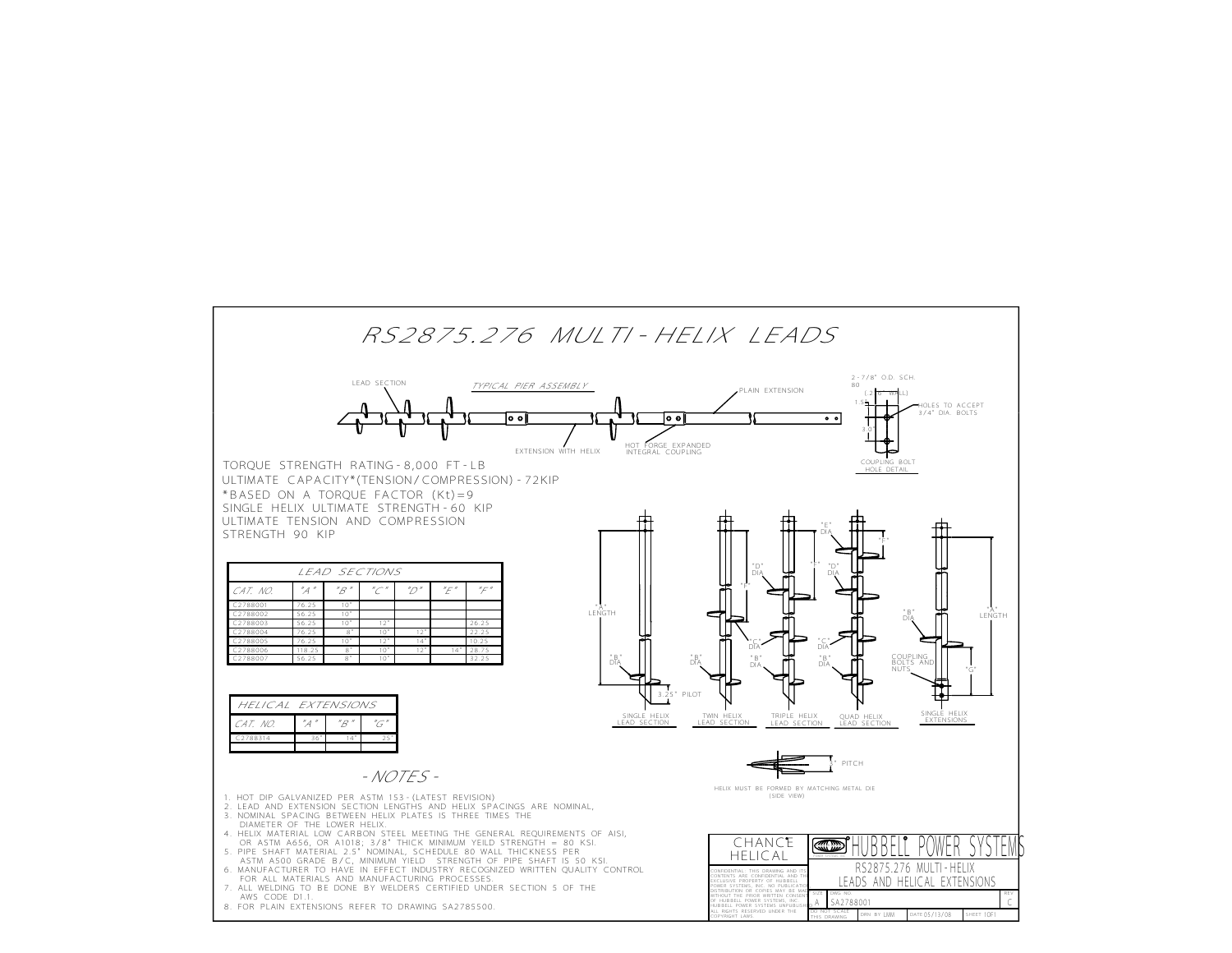# RS2875.276 MULTI-HELIX LEADS

TYPICAL PIER ASSEMBLY

LEAD SECTION

PLAIN EXTENSION

EXTENSION WITH HELIX

HOT FORGE EXPANDED INTEGRAL COUPLING

2-7/8" O.D. SCH. 80 (.276" WALL)

HOLES TO ACCEPT 3/4" DIA. BOLTS

1.5"

3.0"

COUPLING BOLT HOLE DETAIL

TORQUE STRENGTH RATING - 8,000 FT-LB
ULTIMATE CAPACITY*(TENSION/COMPRESSION) - 72KIP
*BASED ON A TORQUE FACTOR (Kt)=9
SINGLE HELIX ULTIMATE STRENGTH - 60 KIP
ULTIMATE TENSION AND COMPRESSION STRENGTH 90 KIP

| LEAD SECTIONS | | | | | | |
|---|---|---|---|---|---|---|
| CAT. NO. | "A" | "B" | "C" | "D" | "E" | "F" |
| C2788001 | 76.25 | 10" | | | | |
| C2788002 | 56.25 | 10" | | | | |
| C2788003 | 56.25 | 10" | 12" | | | 26.25 |
| C2788004 | 76.25 | 8" | 10" | 12" | | 22.25 |
| C2788005 | 76.25 | 10" | 12" | 14" | | 10.25 |
| C2788006 | 118.25 | 8" | 10" | 12" | 14" | 28.75 |
| C2788007 | 56.25 | 8" | 10" | | | 32.25 |

| HELICAL EXTENSIONS | | | |
|---|---|---|---|
| CAT. NO. | "A" | "B" | "G" |
| C2788314 | 36" | 14" | 25" |

"A" LENGTH

"B" DIA

"C" DIA

"D" DIA

"E" DIA

"F"

3.25" PILOT

SINGLE HELIX LEAD SECTION

TWIN HELIX LEAD SECTION

TRIPLE HELIX LEAD SECTION

QUAD HELIX LEAD SECTION

COUPLING BOLTS AND NUTS

"G"

SINGLE HELIX EXTENSIONS

3" PITCH

HELIX MUST BE FORMED BY MATCHING METAL DIE (SIDE VIEW)

## - NOTES -

1. HOT DIP GALVANIZED PER ASTM 153 - (LATEST REVISION)
2. LEAD AND EXTENSION SECTION LENGTHS AND HELIX SPACINGS ARE NOMINAL.
3. NOMINAL SPACING BETWEEN HELIX PLATES IS THREE TIMES THE DIAMETER OF THE LOWER HELIX.
4. HELIX MATERIAL LOW CARBON STEEL MEETING THE GENERAL REQUIREMENTS OF AISI, OR ASTM A656, OR A1018; 3/8" THICK MINIMUM YEILD STRENGTH = 80 KSI.
5. PIPE SHAFT MATERIAL 2.5" NOMINAL, SCHEDULE 80 WALL THICKNESS PER ASTM A500 GRADE B/C, MINIMUM YIELD STRENGTH OF PIPE SHAFT IS 50 KSI.
6. MANUFACTURER TO HAVE IN EFFECT INDUSTRY RECOGNIZED WRITTEN QUALITY CONTROL FOR ALL MATERIALS AND MANUFACTURING PROCESSES.
7. ALL WELDING TO BE DONE BY WELDERS CERTIFIED UNDER SECTION 5 OF THE AWS CODE D1.1.
8. FOR PLAIN EXTENSIONS REFER TO DRAWING SA2785500.

CHANCE HELICAL

HUBBELL POWER SYSTEMS

RS2875.276 MULTI-HELIX LEADS AND HELICAL EXTENSIONS

CONFIDENTIAL: THIS DRAWING AND ITS CONTENTS ARE CONFIDENTIAL AND THE EXCLUSIVE PROPERTY OF HUBBELL POWER SYSTEMS, INC. NO PUBLICATION, DISTRIBUTION OR COPIES MAY BE MADE WITHOUT THE PRIOR WRITTEN CONSENT OF HUBBELL POWER SYSTEMS, INC. HUBBELL POWER SYSTEMS UNPUBLISHED ALL RIGHTS RESERVED UNDER THE COPYRIGHT LAWS

| SIZE | DWG NO. | REV |
|---|---|---|
| A | SA2788001 | C |

DO NOT SCALE THIS DRAWING | DRN BY LMM | DATE 05/13/08 | SHEET 1OF1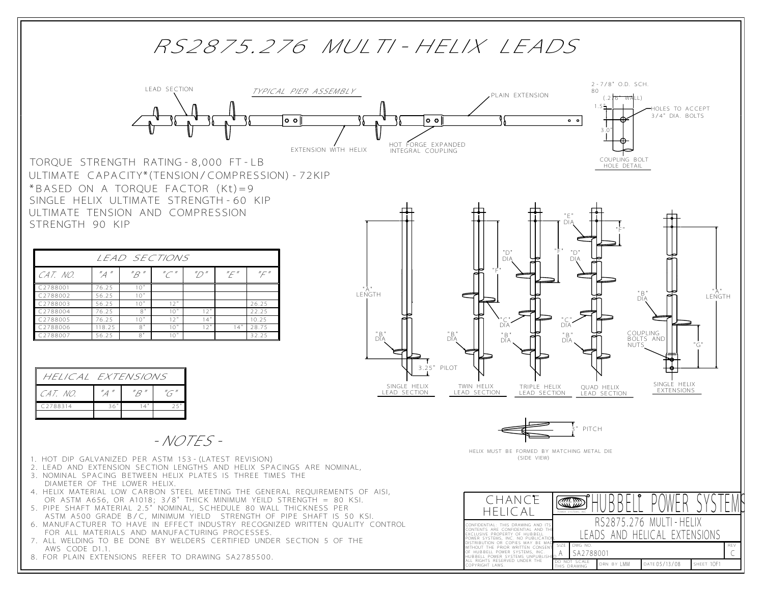# RS2875.276 MULTI-HELIX LEADS

TORQUE STRENGTH RATING - 8,000 FT-LB
ULTIMATE CAPACITY*(TENSION/COMPRESSION) - 72KIP
*BASED ON A TORQUE FACTOR (Kt)=9
SINGLE HELIX ULTIMATE STRENGTH - 60 KIP
ULTIMATE TENSION AND COMPRESSION STRENGTH 90 KIP

| LEAD SECTIONS | | | | | | |
|---|---|---|---|---|---|---|
| CAT. NO. | "A" | "B" | "C" | "D" | "E" | "F" |
| C2788001 | 76.25 | 10" | | | | |
| C2788002 | 56.25 | 10" | | | | |
| C2788003 | 56.25 | 10" | 12" | | | 26.25 |
| C2788004 | 76.25 | 8" | 10" | 12" | | 22.25 |
| C2788005 | 76.25 | 10" | 12" | 14" | | 10.25 |
| C2788006 | 118.25 | 8" | 10" | 12" | 14" | 28.75 |
| C2788007 | 56.25 | 8" | 10" | | | 32.25 |

| HELICAL EXTENSIONS | | | |
|---|---|---|---|
| CAT. NO. | "A" | "B" | "G" |
| C2788314 | 36" | 14" | 25" |

LEAD SECTION
TYPICAL PIER ASSEMBLY
PLAIN EXTENSION
EXTENSION WITH HELIX
HOT FORGE EXPANDED INTEGRAL COUPLING

2-7/8" O.D. SCH. 80 (.276" WALL)
1.5"
3.0"
HOLES TO ACCEPT 3/4" DIA. BOLTS
COUPLING BOLT HOLE DETAIL

"A" LENGTH
"B" DIA
"C" DIA
"D" DIA
"E" DIA
"F"
"G"
3.25" PILOT
COUPLING BOLTS AND NUTS

SINGLE HELIX LEAD SECTION
TWIN HELIX LEAD SECTION
TRIPLE HELIX LEAD SECTION
QUAD HELIX LEAD SECTION
SINGLE HELIX EXTENSIONS

3" PITCH
HELIX MUST BE FORMED BY MATCHING METAL DIE (SIDE VIEW)

## - NOTES -

1. HOT DIP GALVANIZED PER ASTM 153 - (LATEST REVISION)
2. LEAD AND EXTENSION SECTION LENGTHS AND HELIX SPACINGS ARE NOMINAL,
3. NOMINAL SPACING BETWEEN HELIX PLATES IS THREE TIMES THE DIAMETER OF THE LOWER HELIX.
4. HELIX MATERIAL LOW CARBON STEEL MEETING THE GENERAL REQUIREMENTS OF AISI, OR ASTM A656, OR A1018; 3/8" THICK MINIMUM YEILD STRENGTH = 80 KSI.
5. PIPE SHAFT MATERIAL 2.5" NOMINAL, SCHEDULE 80 WALL THICKNESS PER ASTM A500 GRADE B/C, MINIMUM YIELD STRENGTH OF PIPE SHAFT IS 50 KSI.
6. MANUFACTURER TO HAVE IN EFFECT INDUSTRY RECOGNIZED WRITTEN QUALITY CONTROL FOR ALL MATERIALS AND MANUFACTURING PROCESSES.
7. ALL WELDING TO BE DONE BY WELDERS CERTIFIED UNDER SECTION 5 OF THE AWS CODE D1.1.
8. FOR PLAIN EXTENSIONS REFER TO DRAWING SA2785500.

CHANCE HELICAL

HUBBELL POWER SYSTEMS

CONFIDENTIAL: THIS DRAWING AND ITS CONTENTS ARE CONFIDENTIAL AND THE EXCLUSIVE PROPERTY OF HUBBELL POWER SYSTEMS, INC. NO PUBLICATION DISTRIBUTION OR COPIES MAY BE MADE WITHOUT THE PRIOR WRITTEN CONSENT OF HUBBELL POWER SYSTEMS, INC. HUBBELL POWER SYSTEMS UNPUBLISHED ALL RIGHTS RESERVED UNDER THE COPYRIGHT LAWS.

RS2875.276 MULTI-HELIX LEADS AND HELICAL EXTENSIONS

SIZE A | DWG NO. SA2788001 | REV C
DO NOT SCALE THIS DRAWING | DRN BY LMM | DATE 05/13/08 | SHEET 1OF1